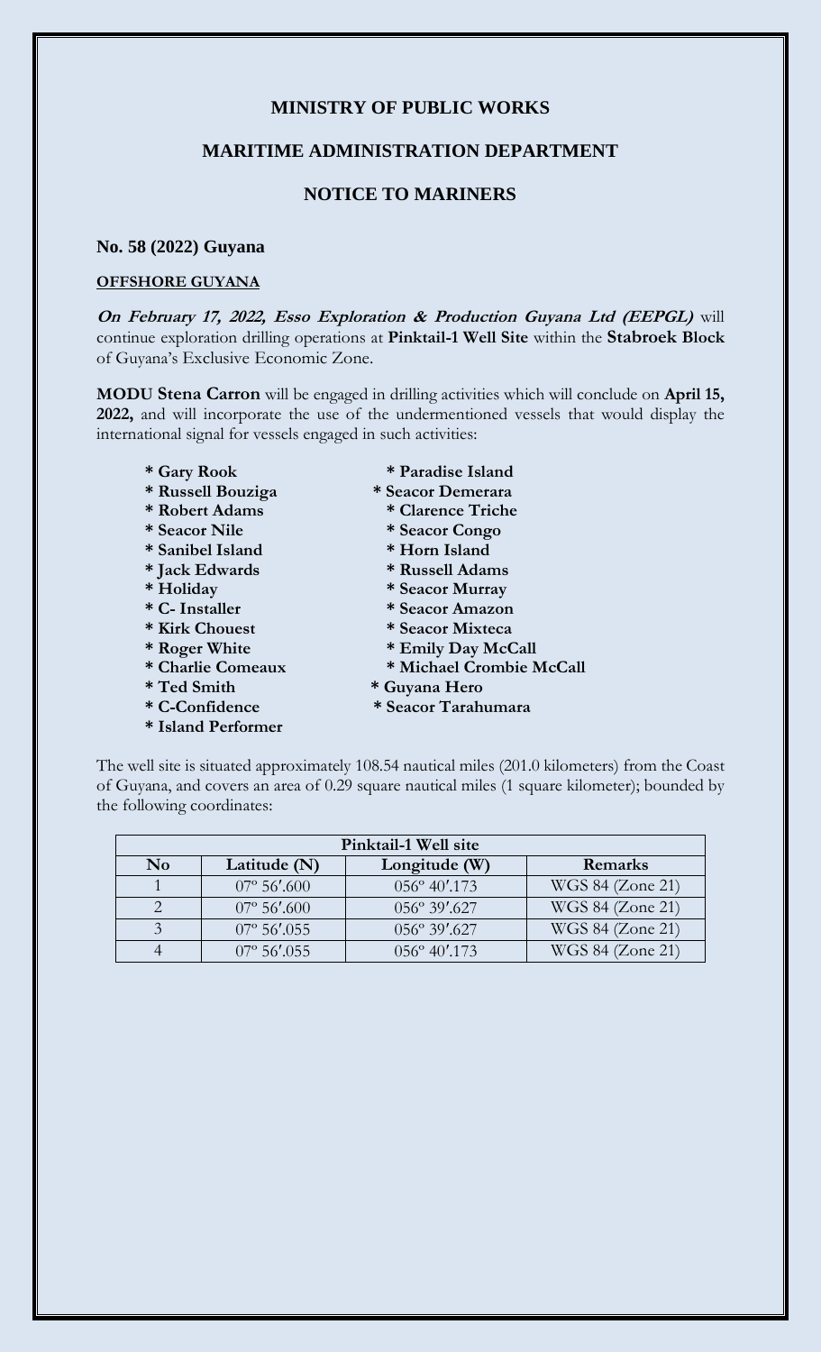# MINISTRY OF PUBLIC WORKS

## MARITIME ADMINISTRATION DEPARTMENT

## NOTICE TO MARINERS

**No. 58 (2022) Guyana**

**OFFSHORE GUYANA**

***On February 17, 2022, Esso Exploration & Production Guyana Ltd (EEPGL)*** will continue exploration drilling operations at **Pinktail-1 Well Site** within the **Stabroek Block** of Guyana's Exclusive Economic Zone.

**MODU Stena Carron** will be engaged in drilling activities which will conclude on **April 15, 2022,** and will incorporate the use of the undermentioned vessels that would display the international signal for vessels engaged in such activities:

- **Gary Rook**
- **Russell Bouziga**
- **Robert Adams**
- **Seacor Nile**
- **Sanibel Island**
- **Jack Edwards**
- **Holiday**
- **C- Installer**
- **Kirk Chouest**
- **Roger White**
- **Charlie Comeaux**
- **Ted Smith**
- **C-Confidence**
- **Island Performer**
- **Paradise Island**
- **Seacor Demerara**
- **Clarence Triche**
- **Seacor Congo**
- **Horn Island**
- **Russell Adams**
- **Seacor Murray**
- **Seacor Amazon**
- **Seacor Mixteca**
- **Emily Day McCall**
- **Michael Crombie McCall**
- **Guyana Hero**
- **Seacor Tarahumara**

The well site is situated approximately 108.54 nautical miles (201.0 kilometers) from the Coast of Guyana, and covers an area of 0.29 square nautical miles (1 square kilometer); bounded by the following coordinates:

| Pinktail-1 Well site | | | |
|---|---|---|---|
| **No** | **Latitude (N)** | **Longitude (W)** | **Remarks** |
| 1 | 07º 56′.600 | 056º 40′.173 | WGS 84 (Zone 21) |
| 2 | 07º 56′.600 | 056º 39′.627 | WGS 84 (Zone 21) |
| 3 | 07º 56′.055 | 056º 39′.627 | WGS 84 (Zone 21) |
| 4 | 07º 56′.055 | 056º 40′.173 | WGS 84 (Zone 21) |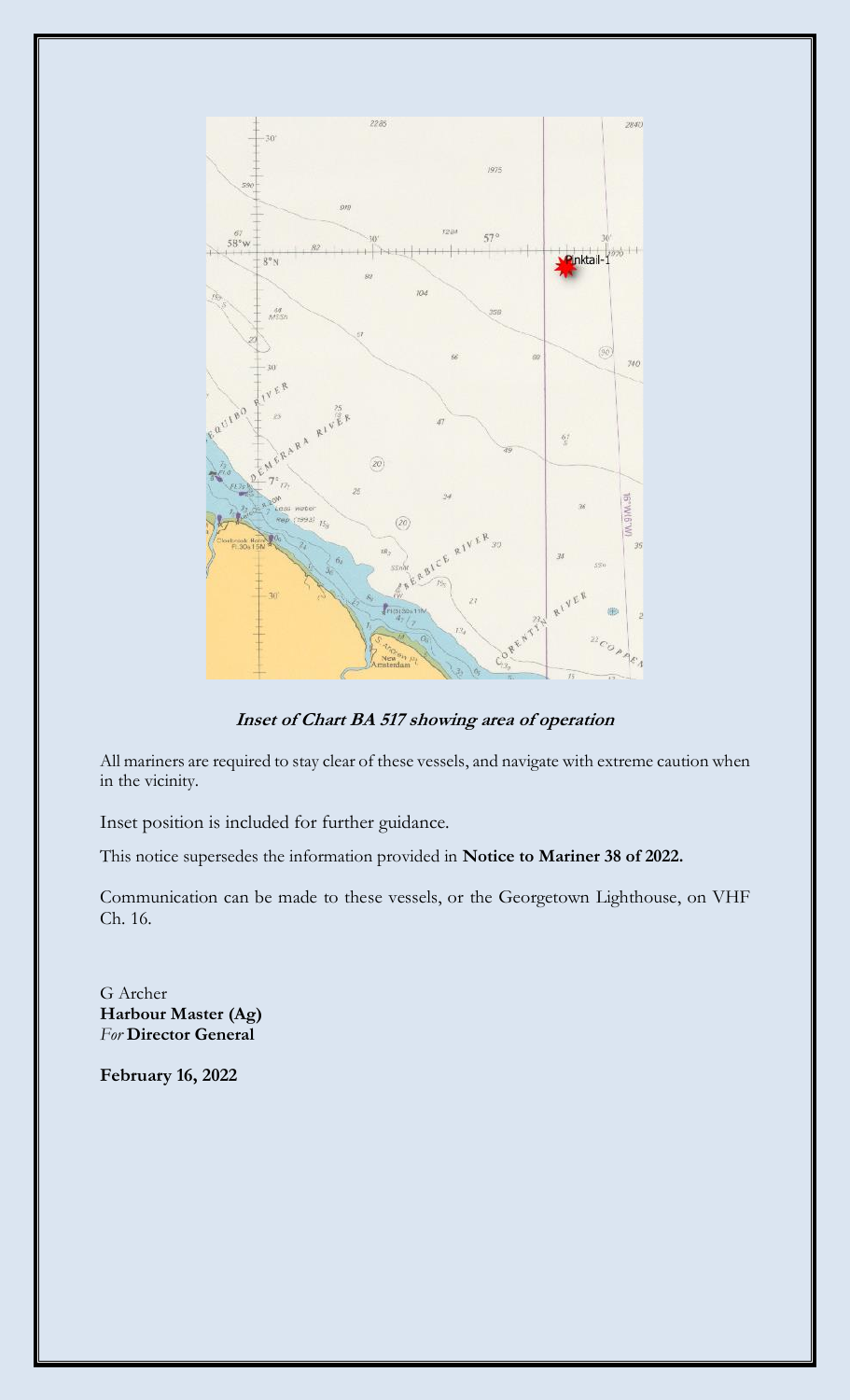**_Inset of Chart BA 517 showing area of operation_**

All mariners are required to stay clear of these vessels, and navigate with extreme caution when in the vicinity.

Inset position is included for further guidance.

This notice supersedes the information provided in **Notice to Mariner 38 of 2022.**

Communication can be made to these vessels, or the Georgetown Lighthouse, on VHF Ch. 16.

G Archer  
**Harbour Master (Ag)**  
*For* **Director General**

**February 16, 2022**